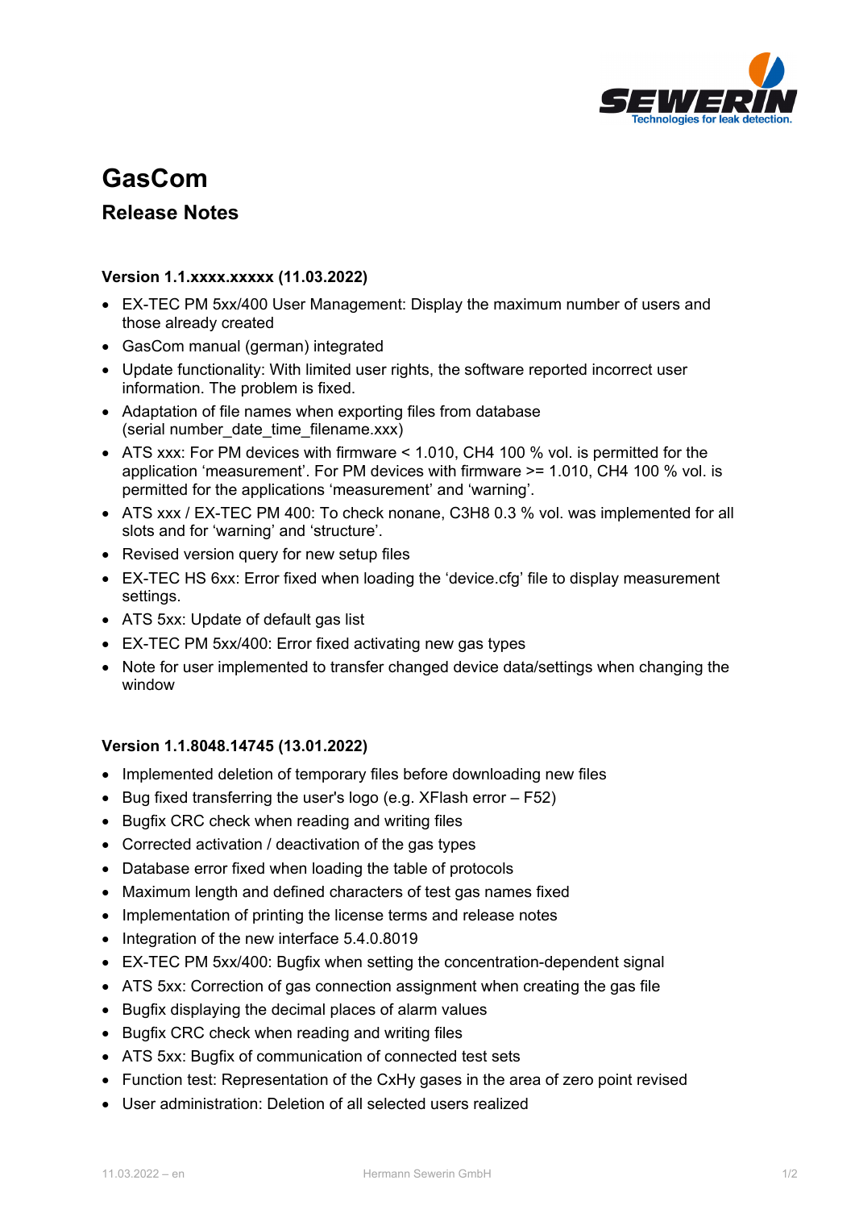# GasCom

## Release Notes

### Version 1.1.xxxx.xxxxx (11.03.2022)

- EX-TEC PM 5xx/400 User Management: Display the maximum number of users and those already created
- GasCom manual (german) integrated
- Update functionality: With limited user rights, the software reported incorrect user information. The problem is fixed.
- Adaptation of file names when exporting files from database (serial number_date_time_filename.xxx)
- ATS xxx: For PM devices with firmware < 1.010, $CH_4$ 100 % vol. is permitted for the application ‘measurement’. For PM devices with firmware >= 1.010, $CH_4$ 100 % vol. is permitted for the applications ‘measurement’ and ‘warning’.
- ATS xxx / EX-TEC PM 400: To check nonane, $C_3H_8$ 0.3 % vol. was implemented for all slots and for ‘warning’ and ‘structure’.
- Revised version query for new setup files
- EX-TEC HS 6xx: Error fixed when loading the ‘device.cfg’ file to display measurement settings.
- ATS 5xx: Update of default gas list
- EX-TEC PM 5xx/400: Error fixed activating new gas types
- Note for user implemented to transfer changed device data/settings when changing the window

### Version 1.1.8048.14745 (13.01.2022)

- Implemented deletion of temporary files before downloading new files
- Bug fixed transferring the user's logo (e.g. XFlash error – F52)
- Bugfix CRC check when reading and writing files
- Corrected activation / deactivation of the gas types
- Database error fixed when loading the table of protocols
- Maximum length and defined characters of test gas names fixed
- Implementation of printing the license terms and release notes
- Integration of the new interface 5.4.0.8019
- EX-TEC PM 5xx/400: Bugfix when setting the concentration-dependent signal
- ATS 5xx: Correction of gas connection assignment when creating the gas file
- Bugfix displaying the decimal places of alarm values
- Bugfix CRC check when reading and writing files
- ATS 5xx: Bugfix of communication of connected test sets
- Function test: Representation of the $C_xH_y$ gases in the area of zero point revised
- User administration: Deletion of all selected users realized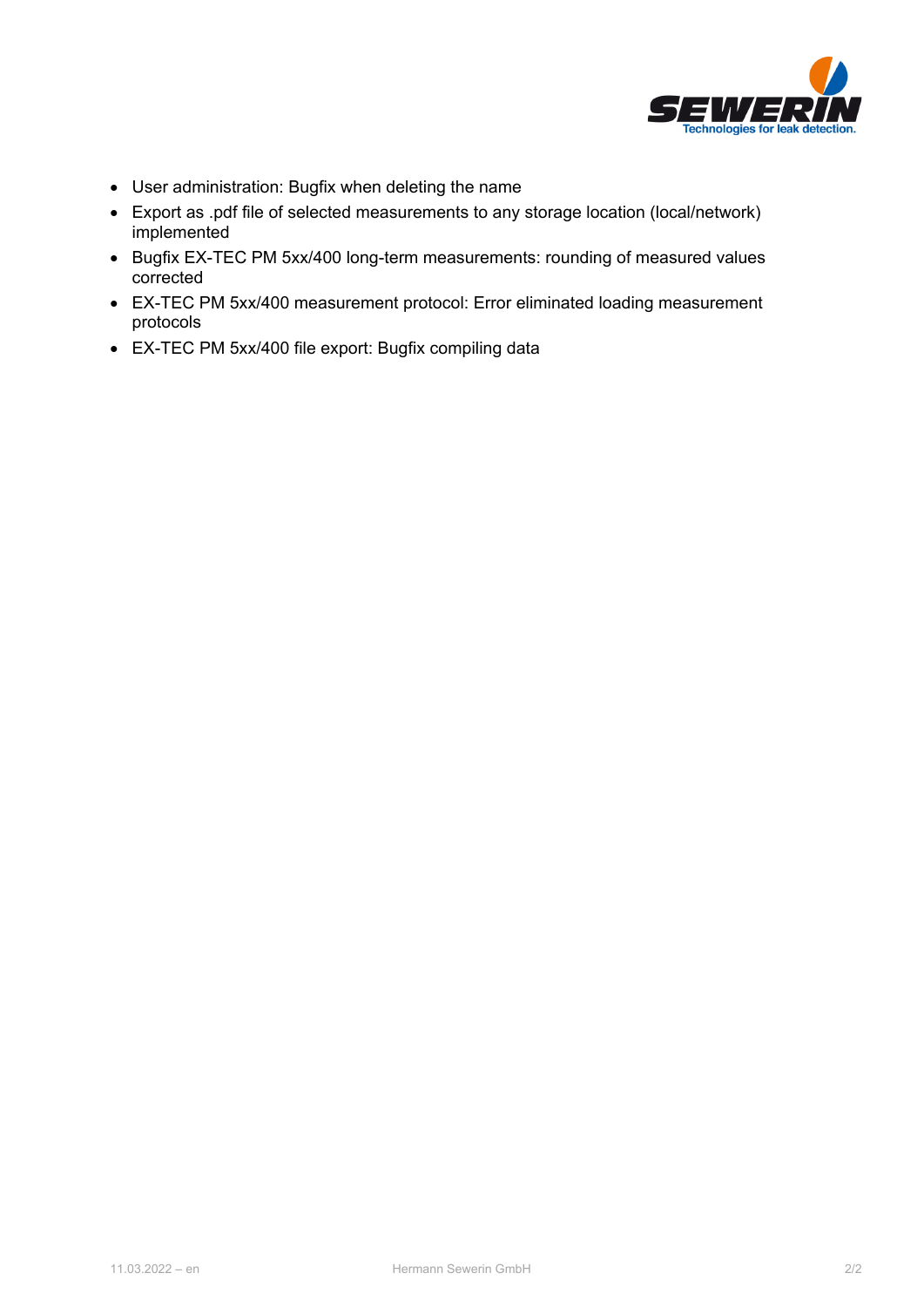- User administration: Bugfix when deleting the name
- Export as .pdf file of selected measurements to any storage location (local/network) implemented
- Bugfix EX-TEC PM 5xx/400 long-term measurements: rounding of measured values corrected
- EX-TEC PM 5xx/400 measurement protocol: Error eliminated loading measurement protocols
- EX-TEC PM 5xx/400 file export: Bugfix compiling data